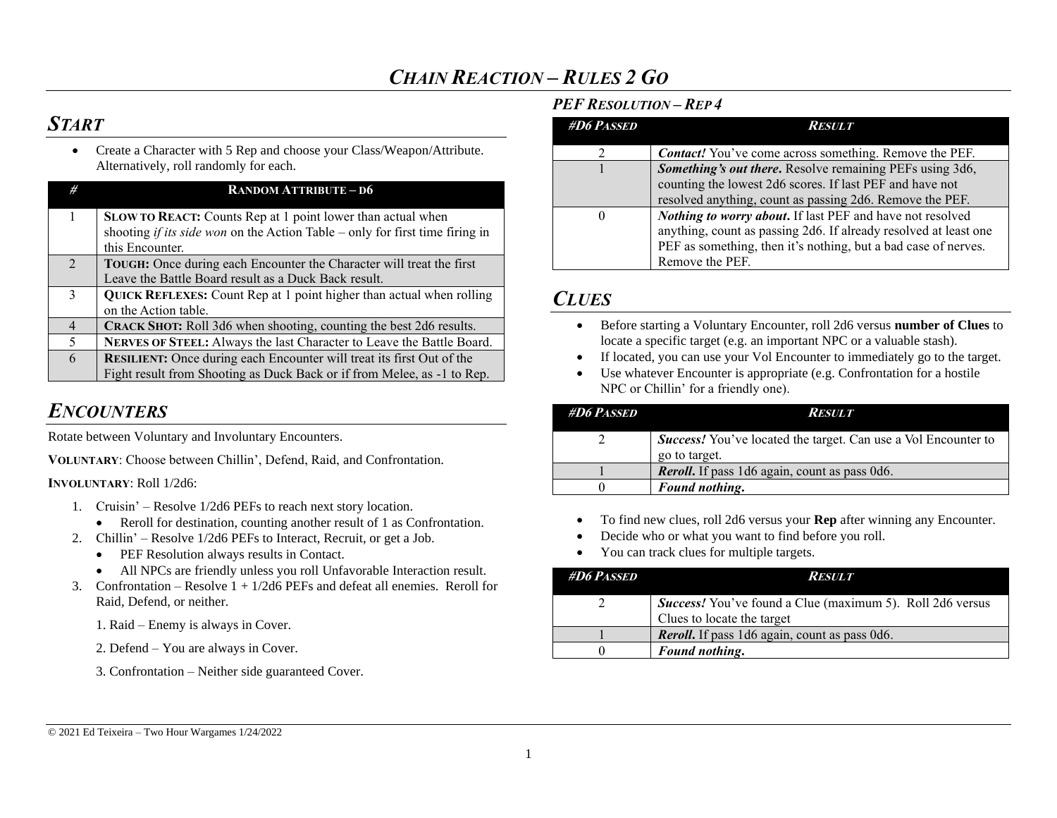# *CHAIN REACTION – RULES 2 GO*

## *START*

- Create a Character with 5 Rep and choose your Class/Weapon/Attribute. Alternatively, roll randomly for each.

| # | RANDOM ATTRIBUTE – D6 |
|---|---|
| 1 | **SLOW TO REACT:** Counts Rep at 1 point lower than actual when shooting *if its side won* on the Action Table – only for first time firing in this Encounter. |
| 2 | **TOUGH:** Once during each Encounter the Character will treat the first Leave the Battle Board result as a Duck Back result. |
| 3 | **QUICK REFLEXES:** Count Rep at 1 point higher than actual when rolling on the Action table. |
| 4 | **CRACK SHOT:** Roll 3d6 when shooting, counting the best 2d6 results. |
| 5 | **NERVES OF STEEL:** Always the last Character to Leave the Battle Board. |
| 6 | **RESILIENT:** Once during each Encounter will treat its first Out of the Fight result from Shooting as Duck Back or if from Melee, as -1 to Rep. |

## *ENCOUNTERS*

Rotate between Voluntary and Involuntary Encounters.

**VOLUNTARY**: Choose between Chillin', Defend, Raid, and Confrontation.

**INVOLUNTARY**: Roll 1/2d6:

1. Cruisin' – Resolve 1/2d6 PEFs to reach next story location.
   - Reroll for destination, counting another result of 1 as Confrontation.
2. Chillin' – Resolve 1/2d6 PEFs to Interact, Recruit, or get a Job.
   - PEF Resolution always results in Contact.
   - All NPCs are friendly unless you roll Unfavorable Interaction result.
3. Confrontation – Resolve 1 + 1/2d6 PEFs and defeat all enemies. Reroll for Raid, Defend, or neither.

   1. Raid – Enemy is always in Cover.

   2. Defend – You are always in Cover.

   3. Confrontation – Neither side guaranteed Cover.

### *PEF RESOLUTION – REP 4*

| #D6 PASSED | RESULT |
|---|---|
| 2 | ***Contact!*** You've come across something. Remove the PEF. |
| 1 | ***Something's out there.*** Resolve remaining PEFs using 3d6, counting the lowest 2d6 scores. If last PEF and have not resolved anything, count as passing 2d6. Remove the PEF. |
| 0 | ***Nothing to worry about.*** If last PEF and have not resolved anything, count as passing 2d6. If already resolved at least one PEF as something, then it's nothing, but a bad case of nerves. Remove the PEF. |

## *CLUES*

- Before starting a Voluntary Encounter, roll 2d6 versus **number of Clues** to locate a specific target (e.g. an important NPC or a valuable stash).
- If located, you can use your Vol Encounter to immediately go to the target.
- Use whatever Encounter is appropriate (e.g. Confrontation for a hostile NPC or Chillin' for a friendly one).

| #D6 PASSED | RESULT |
|---|---|
| 2 | ***Success!*** You've located the target. Can use a Vol Encounter to go to target. |
| 1 | ***Reroll.*** If pass 1d6 again, count as pass 0d6. |
| 0 | ***Found nothing.*** |

- To find new clues, roll 2d6 versus your **Rep** after winning any Encounter.
- Decide who or what you want to find before you roll.
- You can track clues for multiple targets.

| #D6 PASSED | RESULT |
|---|---|
| 2 | ***Success!*** You've found a Clue (maximum 5). Roll 2d6 versus Clues to locate the target |
| 1 | ***Reroll.*** If pass 1d6 again, count as pass 0d6. |
| 0 | ***Found nothing.*** |

© 2021 Ed Teixeira – Two Hour Wargames 1/24/2022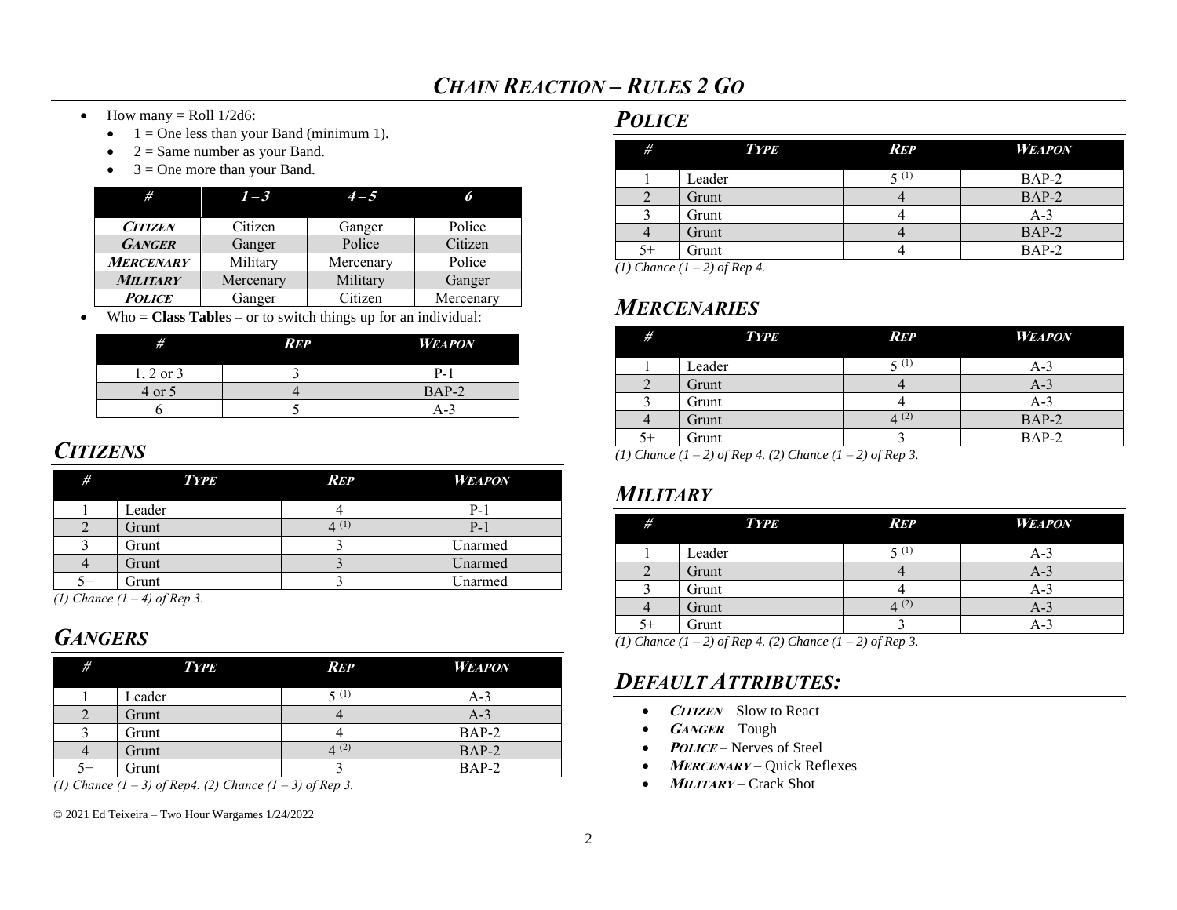- How many = Roll 1/2d6:
  - 1 = One less than your Band (minimum 1).
  - 2 = Same number as your Band.
  - 3 = One more than your Band.

| # | 1 – 3 | 4 – 5 | 6 |
|---|---|---|---|
| **Citizen** | Citizen | Ganger | Police |
| **Ganger** | Ganger | Police | Citizen |
| **Mercenary** | Military | Mercenary | Police |
| **Military** | Mercenary | Military | Ganger |
| **Police** | Ganger | Citizen | Mercenary |

- Who = **Class Table**s – or to switch things up for an individual:

| # | Rep | Weapon |
|---|---|---|
| 1, 2 or 3 | 3 | P-1 |
| 4 or 5 | 4 | BAP-2 |
| 6 | 5 | A-3 |

## Citizens

| # | Type | Rep | Weapon |
|---|---|---|---|
| 1 | Leader | 4 | P-1 |
| 2 | Grunt | 4 (1) | P-1 |
| 3 | Grunt | 3 | Unarmed |
| 4 | Grunt | 3 | Unarmed |
| 5+ | Grunt | 3 | Unarmed |

*(1) Chance (1 – 4) of Rep 3.*

## Gangers

| # | Type | Rep | Weapon |
|---|---|---|---|
| 1 | Leader | 5 (1) | A-3 |
| 2 | Grunt | 4 | A-3 |
| 3 | Grunt | 4 | BAP-2 |
| 4 | Grunt | 4 (2) | BAP-2 |
| 5+ | Grunt | 3 | BAP-2 |

*(1) Chance (1 – 3) of Rep4. (2) Chance (1 – 3) of Rep 3.*

## Police

| # | Type | Rep | Weapon |
|---|---|---|---|
| 1 | Leader | 5 (1) | BAP-2 |
| 2 | Grunt | 4 | BAP-2 |
| 3 | Grunt | 4 | A-3 |
| 4 | Grunt | 4 | BAP-2 |
| 5+ | Grunt | 4 | BAP-2 |

*(1) Chance (1 – 2) of Rep 4.*

## Mercenaries

| # | Type | Rep | Weapon |
|---|---|---|---|
| 1 | Leader | 5 (1) | A-3 |
| 2 | Grunt | 4 | A-3 |
| 3 | Grunt | 4 | A-3 |
| 4 | Grunt | 4 (2) | BAP-2 |
| 5+ | Grunt | 3 | BAP-2 |

*(1) Chance (1 – 2) of Rep 4. (2) Chance (1 – 2) of Rep 3.*

## Military

| # | Type | Rep | Weapon |
|---|---|---|---|
| 1 | Leader | 5 (1) | A-3 |
| 2 | Grunt | 4 | A-3 |
| 3 | Grunt | 4 | A-3 |
| 4 | Grunt | 4 (2) | A-3 |
| 5+ | Grunt | 3 | A-3 |

*(1) Chance (1 – 2) of Rep 4. (2) Chance (1 – 2) of Rep 3.*

## Default Attributes:

- ***Citizen*** – Slow to React
- ***Ganger*** – Tough
- ***Police*** – Nerves of Steel
- ***Mercenary*** – Quick Reflexes
- ***Military*** – Crack Shot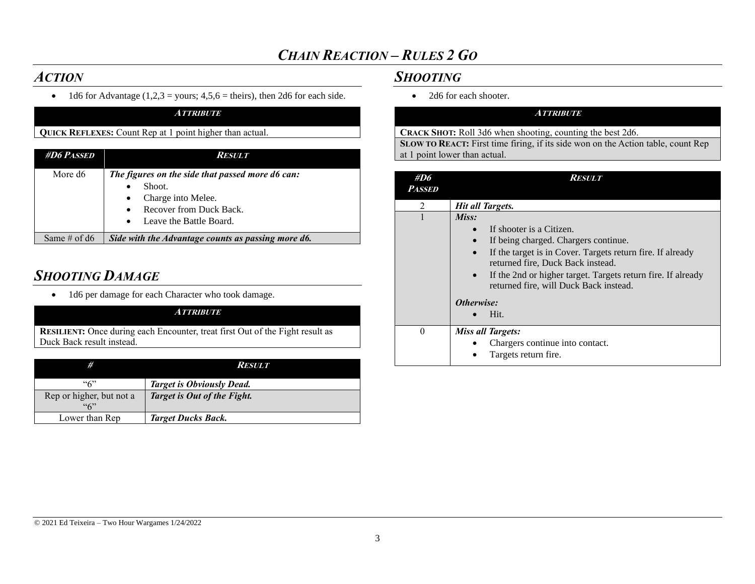# *CHAIN REACTION – RULES 2 GO*

## *ACTION*

- 1d6 for Advantage (1,2,3 = yours; 4,5,6 = theirs), then 2d6 for each side.

| ***ATTRIBUTE*** |
|---|
| **QUICK REFLEXES:** Count Rep at 1 point higher than actual. |

| ***#D6 PASSED*** | ***RESULT*** |
|---|---|
| More d6 | ***The figures on the side that passed more d6 can:*** <br>• Shoot. <br>• Charge into Melee. <br>• Recover from Duck Back. <br>• Leave the Battle Board. |
| Same # of d6 | ***Side with the Advantage counts as passing more d6.*** |

## *SHOOTING DAMAGE*

- 1d6 per damage for each Character who took damage.

| ***ATTRIBUTE*** |
|---|
| **RESILIENT:** Once during each Encounter, treat first Out of the Fight result as Duck Back result instead. |

| ***#*** | ***RESULT*** |
|---|---|
| "6" | ***Target is Obviously Dead.*** |
| Rep or higher, but not a "6" | ***Target is Out of the Fight.*** |
| Lower than Rep | ***Target Ducks Back.*** |

## *SHOOTING*

- 2d6 for each shooter.

| ***ATTRIBUTE*** |
|---|
| **CRACK SHOT:** Roll 3d6 when shooting, counting the best 2d6. |
| **SLOW TO REACT:** First time firing, if its side won on the Action table, count Rep at 1 point lower than actual. |

| ***#D6 PASSED*** | ***RESULT*** |
|---|---|
| 2 | ***Hit all Targets.*** |
| 1 | ***Miss:*** <br>• If shooter is a Citizen. <br>• If being charged. Chargers continue. <br>• If the target is in Cover. Targets return fire. If already returned fire, Duck Back instead. <br>• If the 2nd or higher target. Targets return fire. If already returned fire, will Duck Back instead. <br>***Otherwise:*** <br>• Hit. |
| 0 | ***Miss all Targets:*** <br>• Chargers continue into contact. <br>• Targets return fire. |

© 2021 Ed Teixeira – Two Hour Wargames 1/24/2022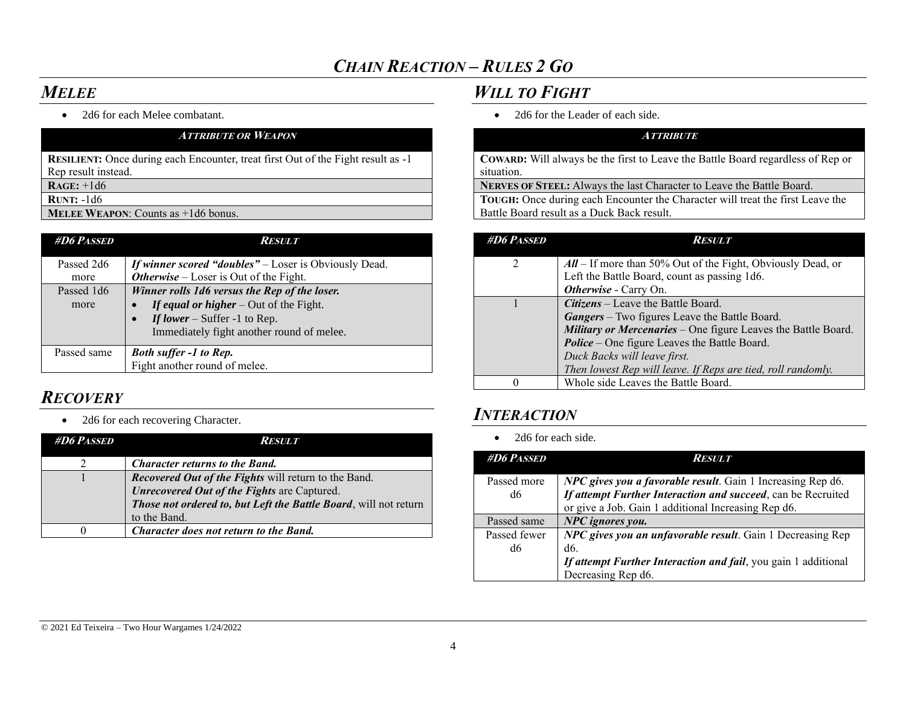## *MELEE*

- 2d6 for each Melee combatant.

| *ATTRIBUTE OR WEAPON* |
|---|
| **RESILIENT:** Once during each Encounter, treat first Out of the Fight result as -1 Rep result instead. |
| **RAGE:** +1d6 |
| **RUNT:** -1d6 |
| **MELEE WEAPON**: Counts as +1d6 bonus. |

| *#D6 PASSED* | *RESULT* |
|---|---|
| Passed 2d6 more | ***If winner scored "doubles"*** – Loser is Obviously Dead.<br>***Otherwise*** – Loser is Out of the Fight. |
| Passed 1d6 more | ***Winner rolls 1d6 versus the Rep of the loser.***<br>• ***If equal or higher*** – Out of the Fight.<br>• ***If lower*** – Suffer -1 to Rep.<br>Immediately fight another round of melee. |
| Passed same | ***Both suffer -1 to Rep.***<br>Fight another round of melee. |

## *RECOVERY*

- 2d6 for each recovering Character.

| *#D6 PASSED* | *RESULT* |
|---|---|
| 2 | ***Character returns to the Band.*** |
| 1 | ***Recovered Out of the Fights*** will return to the Band.<br>***Unrecovered Out of the Fights*** are Captured.<br>***Those not ordered to, but Left the Battle Board***, will not return to the Band. |
| 0 | ***Character does not return to the Band.*** |

## *WILL TO FIGHT*

- 2d6 for the Leader of each side.

| *ATTRIBUTE* |
|---|
| **COWARD:** Will always be the first to Leave the Battle Board regardless of Rep or situation. |
| **NERVES OF STEEL:** Always the last Character to Leave the Battle Board. |
| **TOUGH:** Once during each Encounter the Character will treat the first Leave the Battle Board result as a Duck Back result. |

| *#D6 PASSED* | *RESULT* |
|---|---|
| 2 | ***All*** – If more than 50% Out of the Fight, Obviously Dead, or Left the Battle Board, count as passing 1d6.<br>***Otherwise*** - Carry On. |
| 1 | ***Citizens*** – Leave the Battle Board.<br>***Gangers*** – Two figures Leave the Battle Board.<br>***Military or Mercenaries*** – One figure Leaves the Battle Board.<br>***Police*** – One figure Leaves the Battle Board.<br>*Duck Backs will leave first.*<br>*Then lowest Rep will leave. If Reps are tied, roll randomly.* |
| 0 | Whole side Leaves the Battle Board. |

## *INTERACTION*

- 2d6 for each side.

| *#D6 PASSED* | *RESULT* |
|---|---|
| Passed more d6 | ***NPC gives you a favorable result***. Gain 1 Increasing Rep d6.<br>***If attempt Further Interaction and succeed***, can be Recruited or give a Job. Gain 1 additional Increasing Rep d6. |
| Passed same | ***NPC ignores you.*** |
| Passed fewer d6 | ***NPC gives you an unfavorable result***. Gain 1 Decreasing Rep d6.<br>***If attempt Further Interaction and fail***, you gain 1 additional Decreasing Rep d6. |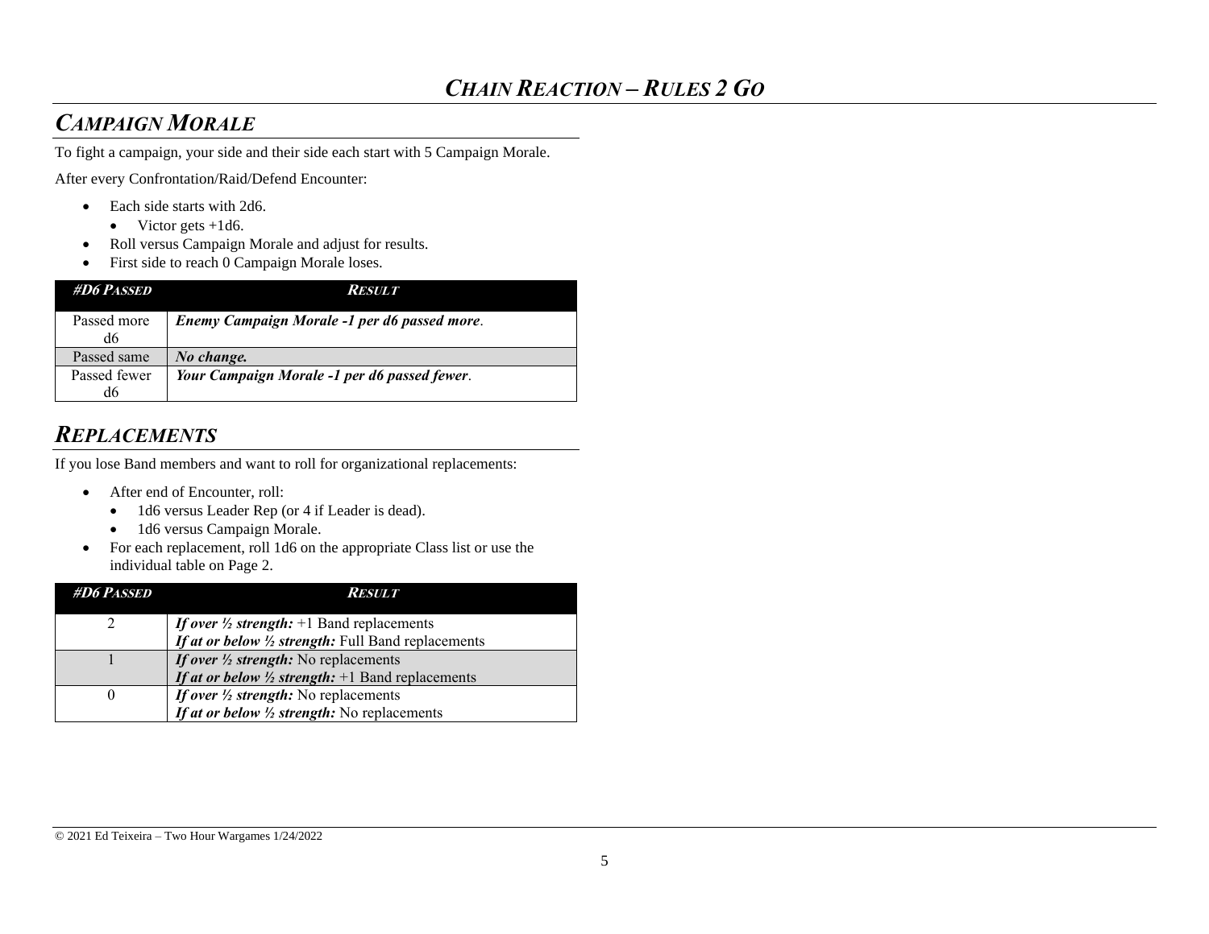## *CAMPAIGN MORALE*

To fight a campaign, your side and their side each start with 5 Campaign Morale.

After every Confrontation/Raid/Defend Encounter:

- Each side starts with 2d6.
  - Victor gets +1d6.
- Roll versus Campaign Morale and adjust for results.
- First side to reach 0 Campaign Morale loses.

| *#D6 PASSED* | *RESULT* |
|---|---|
| Passed more d6 | ***Enemy Campaign Morale -1 per d6 passed more***. |
| Passed same | ***No change.*** |
| Passed fewer d6 | ***Your Campaign Morale -1 per d6 passed fewer***. |

## *REPLACEMENTS*

If you lose Band members and want to roll for organizational replacements:

- After end of Encounter, roll:
  - 1d6 versus Leader Rep (or 4 if Leader is dead).
  - 1d6 versus Campaign Morale.
- For each replacement, roll 1d6 on the appropriate Class list or use the individual table on Page 2.

| *#D6 PASSED* | *RESULT* |
|---|---|
| 2 | ***If over ½ strength:*** +1 Band replacements<br>***If at or below ½ strength:*** Full Band replacements |
| 1 | ***If over ½ strength:*** No replacements<br>***If at or below ½ strength:*** +1 Band replacements |
| 0 | ***If over ½ strength:*** No replacements<br>***If at or below ½ strength:*** No replacements |

© 2021 Ed Teixeira – Two Hour Wargames 1/24/2022